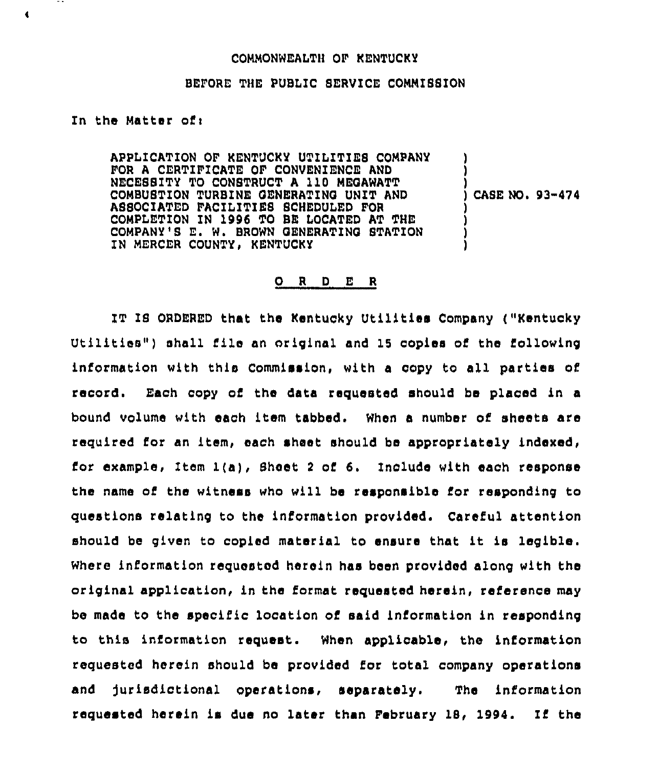COMMONWEALTH OF KENTUCKY

BEFORE THE PUBLIC SERVICE COMMISSION

In the Matter of:

| | |
|---|---|
| APPLICATION OF KENTUCKY UTILITIES COMPANY FOR A CERTIFICATE OF CONVENIENCE AND NECESSITY TO CONSTRUCT A 110 MEGAWATT COMBUSTION TURBINE GENERATING UNIT AND ASSOCIATED FACILITIES SCHEDULED FOR COMPLETION IN 1996 TO BE LOCATED AT THE COMPANY'S E. W. BROWN GENERATING STATION IN MERCER COUNTY, KENTUCKY | ) CASE NO. 93-474 |

O R D E R

IT IS ORDERED that the Kentucky Utilities Company ("Kentucky Utilities") shall file an original and 15 copies of the following information with this Commission, with a copy to all parties of record. Each copy of the data requested should be placed in a bound volume with each item tabbed. When a number of sheets are required for an item, each sheet should be appropriately indexed, for example, Item 1(a), Sheet 2 of 6. Include with each response the name of the witness who will be responsible for responding to questions relating to the information provided. Careful attention should be given to copied material to ensure that it is legible. Where information requested herein has been provided along with the original application, in the format requested herein, reference may be made to the specific location of said information in responding to this information request. When applicable, the information requested herein should be provided for total company operations and jurisdictional operations, separately. The information requested herein is due no later than February 18, 1994. If the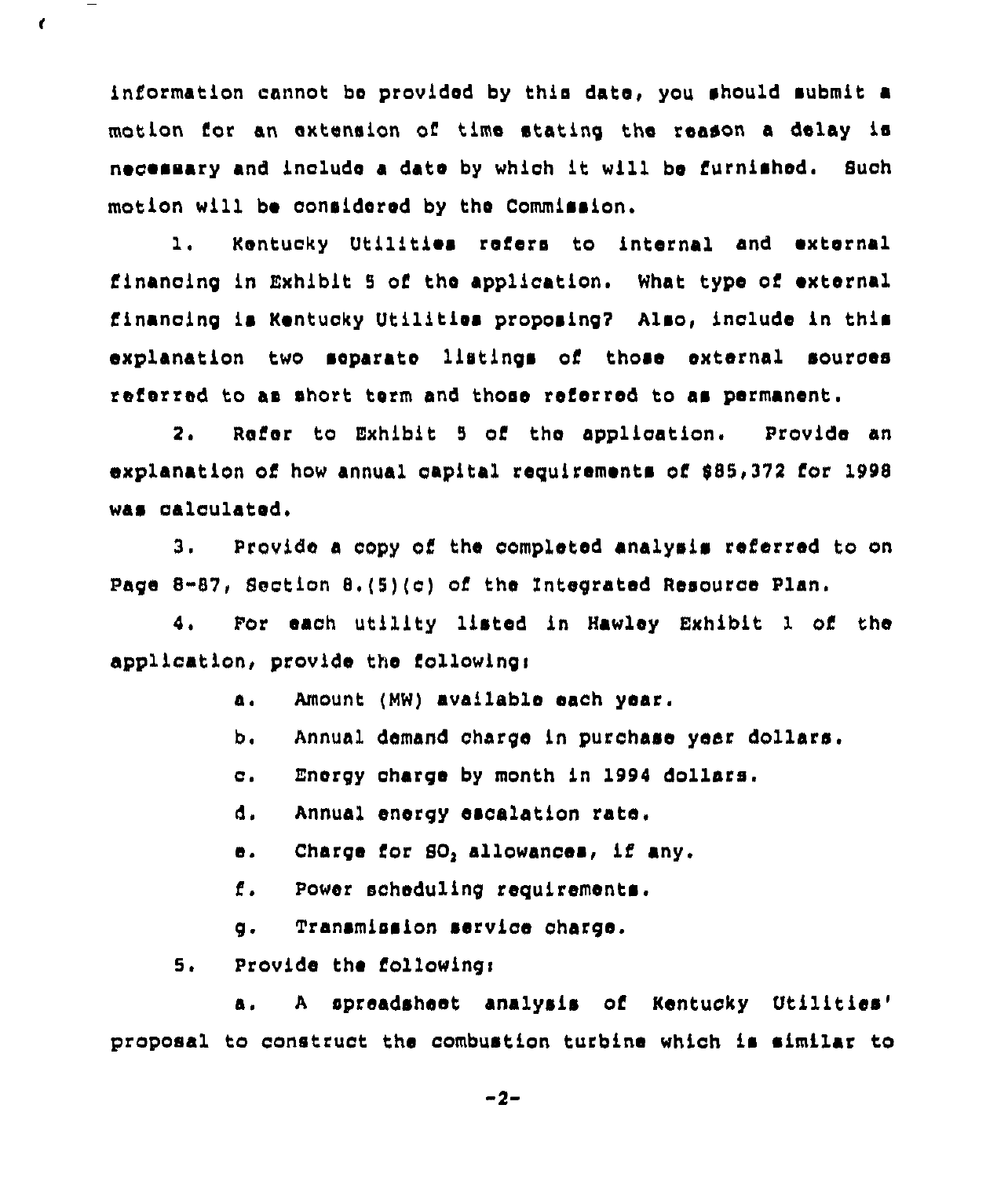information cannot be provided by this date, you should submit a motion for an extension of time stating the reason a delay is necessary and include a date by which it will be furnished. Such motion will be considered by the Commission.

1. Kentucky Utilities refers to internal and external financing in Exhibit 5 of the application. What type of external financing is Kentucky Utilities proposing? Also, include in this explanation two separate listings of those external sources referred to as short term and those referred to as permanent.

2. Refer to Exhibit 5 of the application. Provide an explanation of how annual capital requirements of $85,372 for 1998 was calculated.

3. Provide a copy of the completed analysis referred to on Page 8-87, Section 8.(5)(c) of the Integrated Resource Plan.

4. For each utility listed in Hawley Exhibit 1 of the application, provide the following:

   a. Amount (MW) available each year.

   b. Annual demand charge in purchase year dollars.

   c. Energy charge by month in 1994 dollars.

   d. Annual energy escalation rate.

   e. Charge for $SO_2$ allowances, if any.

   f. Power scheduling requirements.

   g. Transmission service charge.

5. Provide the following:

   a. A spreadsheet analysis of Kentucky Utilities' proposal to construct the combustion turbine which is similar to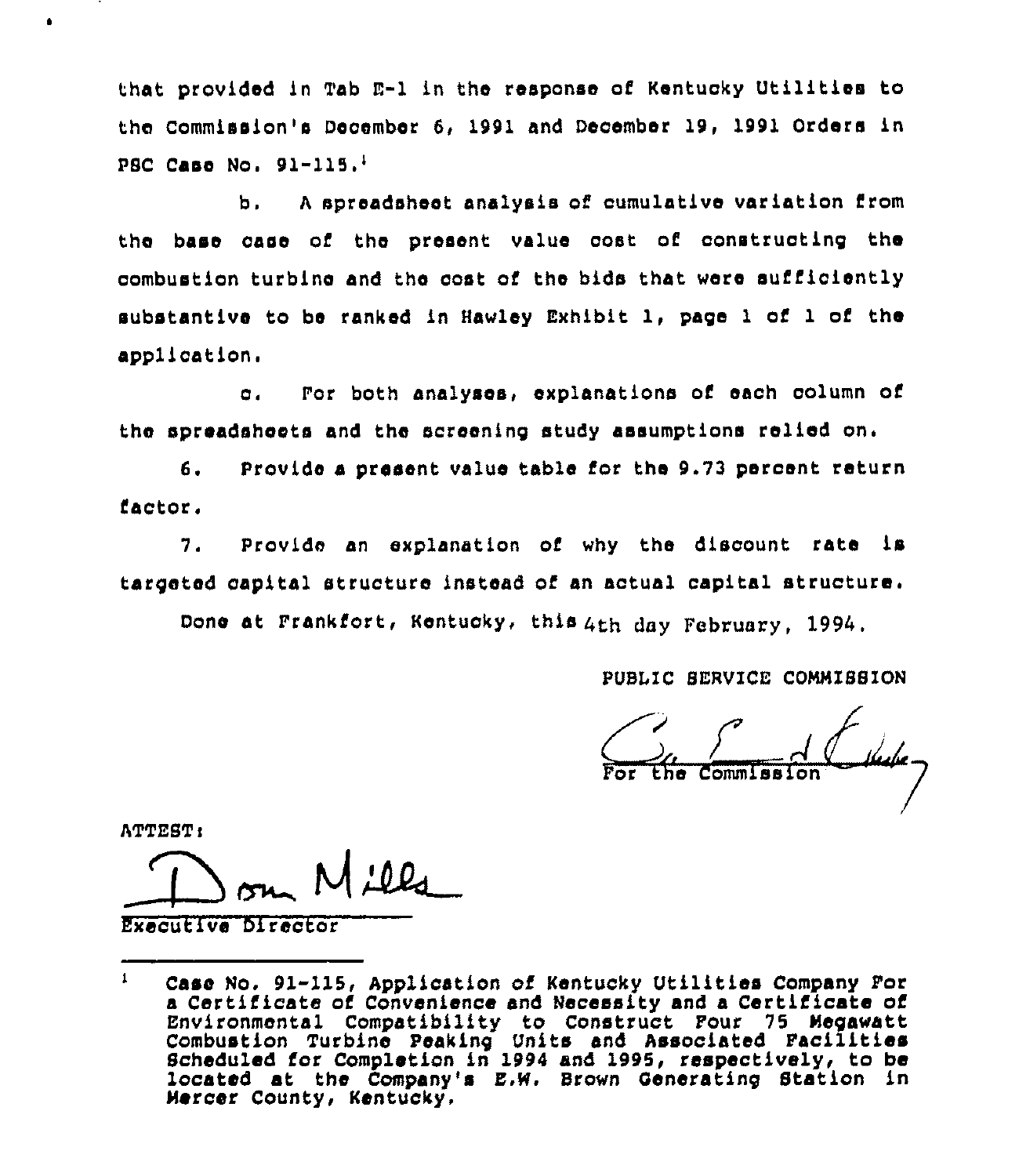that provided in Tab E-1 in the response of Kentucky Utilities to the Commission's December 6, 1991 and December 19, 1991 Orders in PSC Case No. 91-115.[1]

b. A spreadsheet analysis of cumulative variation from the base case of the present value cost of constructing the combustion turbine and the cost of the bids that were sufficiently substantive to be ranked in Hawley Exhibit 1, page 1 of 1 of the application.

c. For both analyses, explanations of each column of the spreadsheets and the screening study assumptions relied on.

6. Provide a present value table for the 9.73 percent return factor.

7. Provide an explanation of why the discount rate is targeted capital structure instead of an actual capital structure.

Done at Frankfort, Kentucky, this 4th day February, 1994.

PUBLIC SERVICE COMMISSION

For the Commission

ATTEST:

Executive Director

---

[1] Case No. 91-115, Application of Kentucky Utilities Company For a Certificate of Convenience and Necessity and a Certificate of Environmental Compatibility to Construct Four 75 Megawatt Combustion Turbine Peaking Units and Associated Facilities Scheduled for Completion in 1994 and 1995, respectively, to be located at the Company's E.W. Brown Generating Station in Mercer County, Kentucky.